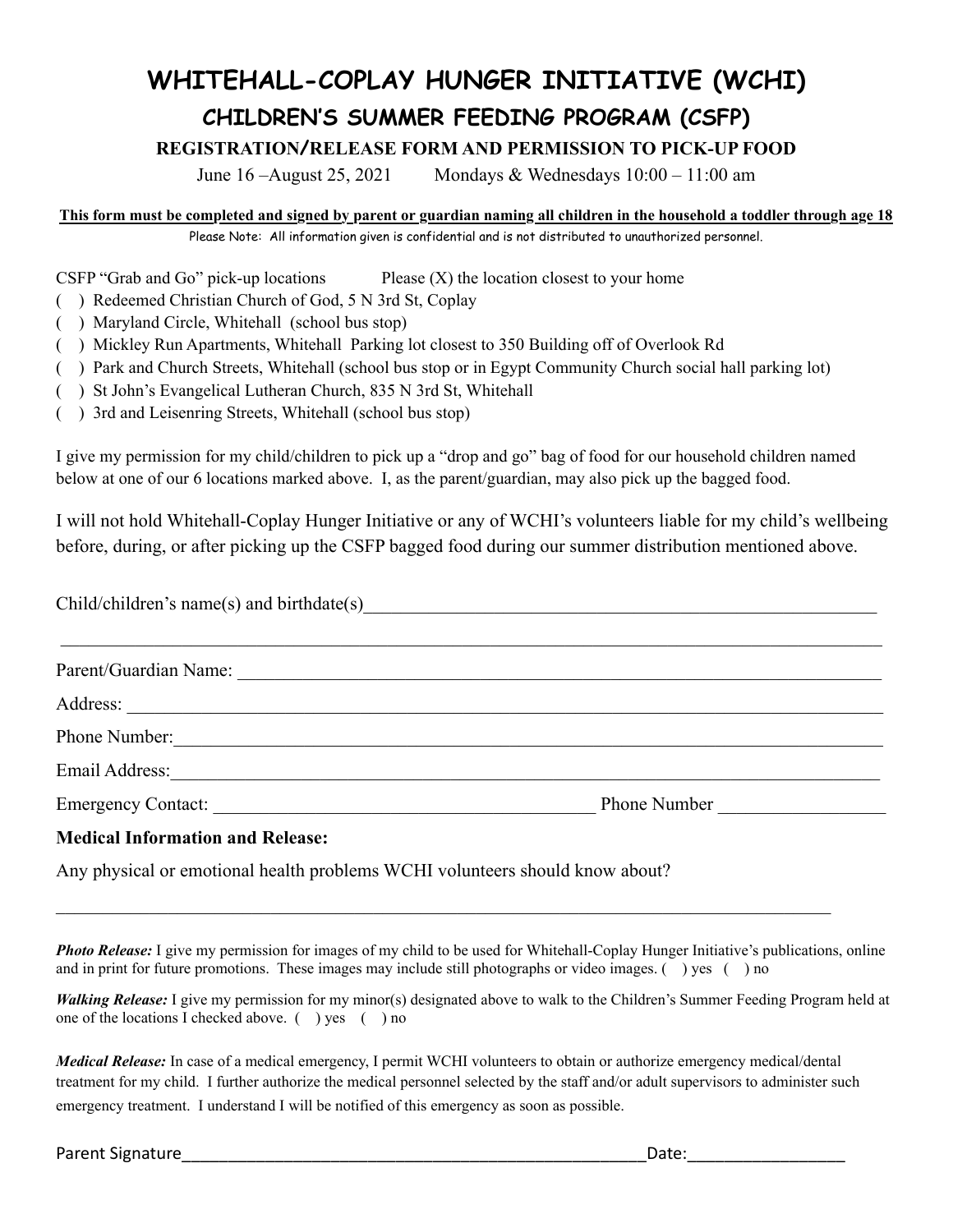# WHITEHALL-COPLAY HUNGER INITIATIVE (WCHI)

## CHILDREN'S SUMMER FEEDING PROGRAM (CSFP)

### REGISTRATION/RELEASE FORM AND PERMISSION TO PICK-UP FOOD

June 16 –August 25, 2021 Mondays & Wednesdays 10:00 – 11:00 am

**This form must be completed and signed by parent or guardian naming all children in the household a toddler through age 18**

Please Note: All information given is confidential and is not distributed to unauthorized personnel.

CSFP "Grab and Go" pick-up locations Please (X) the location closest to your home

( ) Redeemed Christian Church of God, 5 N 3rd St, Coplay
( ) Maryland Circle, Whitehall (school bus stop)
( ) Mickley Run Apartments, Whitehall Parking lot closest to 350 Building off of Overlook Rd
( ) Park and Church Streets, Whitehall (school bus stop or in Egypt Community Church social hall parking lot)
( ) St John's Evangelical Lutheran Church, 835 N 3rd St, Whitehall
( ) 3rd and Leisenring Streets, Whitehall (school bus stop)

I give my permission for my child/children to pick up a "drop and go" bag of food for our household children named below at one of our 6 locations marked above. I, as the parent/guardian, may also pick up the bagged food.

I will not hold Whitehall-Coplay Hunger Initiative or any of WCHI's volunteers liable for my child's wellbeing before, during, or after picking up the CSFP bagged food during our summer distribution mentioned above.

Child/children's name(s) and birthdate(s)\_\_\_\_\_\_\_\_\_\_\_\_\_\_\_\_\_\_\_\_\_\_\_\_\_\_\_\_\_\_\_\_\_\_\_\_\_\_\_\_

\_\_\_\_\_\_\_\_\_\_\_\_\_\_\_\_\_\_\_\_\_\_\_\_\_\_\_\_\_\_\_\_\_\_\_\_\_\_\_\_\_\_\_\_\_\_\_\_\_\_\_\_\_\_\_\_\_\_\_\_\_\_

Parent/Guardian Name: \_\_\_\_\_\_\_\_\_\_\_\_\_\_\_\_\_\_\_\_\_\_\_\_\_\_\_\_\_\_\_\_\_\_\_\_\_\_\_\_\_\_\_\_\_\_\_\_

Address: \_\_\_\_\_\_\_\_\_\_\_\_\_\_\_\_\_\_\_\_\_\_\_\_\_\_\_\_\_\_\_\_\_\_\_\_\_\_\_\_\_\_\_\_\_\_\_\_\_\_\_\_\_\_\_\_

Phone Number:\_\_\_\_\_\_\_\_\_\_\_\_\_\_\_\_\_\_\_\_\_\_\_\_\_\_\_\_\_\_\_\_\_\_\_\_\_\_\_\_\_\_\_\_\_\_\_\_\_\_\_\_

Email Address:\_\_\_\_\_\_\_\_\_\_\_\_\_\_\_\_\_\_\_\_\_\_\_\_\_\_\_\_\_\_\_\_\_\_\_\_\_\_\_\_\_\_\_\_\_\_\_\_\_\_\_\_

Emergency Contact: \_\_\_\_\_\_\_\_\_\_\_\_\_\_\_\_\_\_\_\_\_\_\_\_\_\_\_\_\_\_\_\_ Phone Number \_\_\_\_\_\_\_\_\_\_\_\_\_\_

**Medical Information and Release:**

Any physical or emotional health problems WCHI volunteers should know about?

\_\_\_\_\_\_\_\_\_\_\_\_\_\_\_\_\_\_\_\_\_\_\_\_\_\_\_\_\_\_\_\_\_\_\_\_\_\_\_\_\_\_\_\_\_\_\_\_\_\_\_\_\_\_\_\_\_\_\_\_\_\_

***Photo Release:*** I give my permission for images of my child to be used for Whitehall-Coplay Hunger Initiative's publications, online and in print for future promotions. These images may include still photographs or video images. ( ) yes ( ) no

***Walking Release:*** I give my permission for my minor(s) designated above to walk to the Children's Summer Feeding Program held at one of the locations I checked above. ( ) yes ( ) no

***Medical Release:*** In case of a medical emergency, I permit WCHI volunteers to obtain or authorize emergency medical/dental treatment for my child. I further authorize the medical personnel selected by the staff and/or adult supervisors to administer such emergency treatment. I understand I will be notified of this emergency as soon as possible.

Parent Signature\_\_\_\_\_\_\_\_\_\_\_\_\_\_\_\_\_\_\_\_\_\_\_\_\_\_\_\_\_\_\_\_\_\_\_\_\_\_\_\_\_\_\_\_Date:\_\_\_\_\_\_\_\_\_\_\_\_\_\_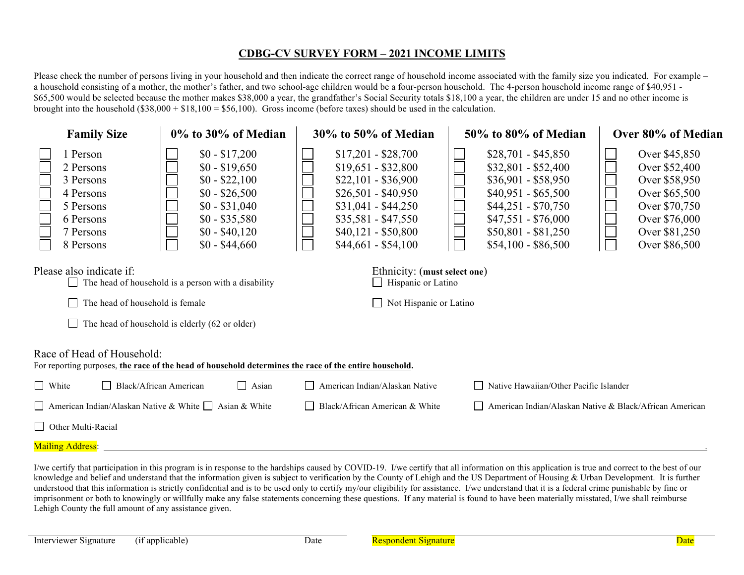# CDBG-CV SURVEY FORM – 2021 INCOME LIMITS

Please check the number of persons living in your household and then indicate the correct range of household income associated with the family size you indicated. For example – a household consisting of a mother, the mother's father, and two school-age children would be a four-person household. The 4-person household income range of $40,951 - $65,500 would be selected because the mother makes $38,000 a year, the grandfather's Social Security totals $18,100 a year, the children are under 15 and no other income is brought into the household ($38,000 + $18,100 = $56,100). Gross income (before taxes) should be used in the calculation.

| Family Size | 0% to 30% of Median | 30% to 50% of Median | 50% to 80% of Median | Over 80% of Median |
|---|---|---|---|---|
| ☐ 1 Person | ☐ $0 - $17,200 | ☐ $17,201 - $28,700 | ☐ $28,701 - $45,850 | ☐ Over $45,850 |
| ☐ 2 Persons | ☐ $0 - $19,650 | ☐ $19,651 - $32,800 | ☐ $32,801 - $52,400 | ☐ Over $52,400 |
| ☐ 3 Persons | ☐ $0 - $22,100 | ☐ $22,101 - $36,900 | ☐ $36,901 - $58,950 | ☐ Over $58,950 |
| ☐ 4 Persons | ☐ $0 - $26,500 | ☐ $26,501 - $40,950 | ☐ $40,951 - $65,500 | ☐ Over $65,500 |
| ☐ 5 Persons | ☐ $0 - $31,040 | ☐ $31,041 - $44,250 | ☐ $44,251 - $70,750 | ☐ Over $70,750 |
| ☐ 6 Persons | ☐ $0 - $35,580 | ☐ $35,581 - $47,550 | ☐ $47,551 - $76,000 | ☐ Over $76,000 |
| ☐ 7 Persons | ☐ $0 - $40,120 | ☐ $40,121 - $50,800 | ☐ $50,801 - $81,250 | ☐ Over $81,250 |
| ☐ 8 Persons | ☐ $0 - $44,660 | ☐ $44,661 - $54,100 | ☐ $54,100 - $86,500 | ☐ Over $86,500 |

Please also indicate if:

- ☐ The head of household is a person with a disability
- ☐ The head of household is female
- ☐ The head of household is elderly (62 or older)

Ethnicity: (**must select one**)

- ☐ Hispanic or Latino
- ☐ Not Hispanic or Latino

Race of Head of Household:

For reporting purposes, **the race of the head of household determines the race of the entire household.**

☐ White ☐ Black/African American ☐ Asian ☐ American Indian/Alaskan Native ☐ Native Hawaiian/Other Pacific Islander

☐ American Indian/Alaskan Native & White ☐ Asian & White ☐ Black/African American & White ☐ American Indian/Alaskan Native & Black/African American

☐ Other Multi-Racial

Mailing Address: ______________________________________________________________.

I/we certify that participation in this program is in response to the hardships caused by COVID-19. I/we certify that all information on this application is true and correct to the best of our knowledge and belief and understand that the information given is subject to verification by the County of Lehigh and the US Department of Housing & Urban Development. It is further understood that this information is strictly confidential and is to be used only to certify my/our eligibility for assistance. I/we understand that it is a federal crime punishable by fine or imprisonment or both to knowingly or willfully make any false statements concerning these questions. If any material is found to have been materially misstated, I/we shall reimburse Lehigh County the full amount of any assistance given.

______________________________ ______________________________

Interviewer Signature (if applicable) Date Respondent Signature Date